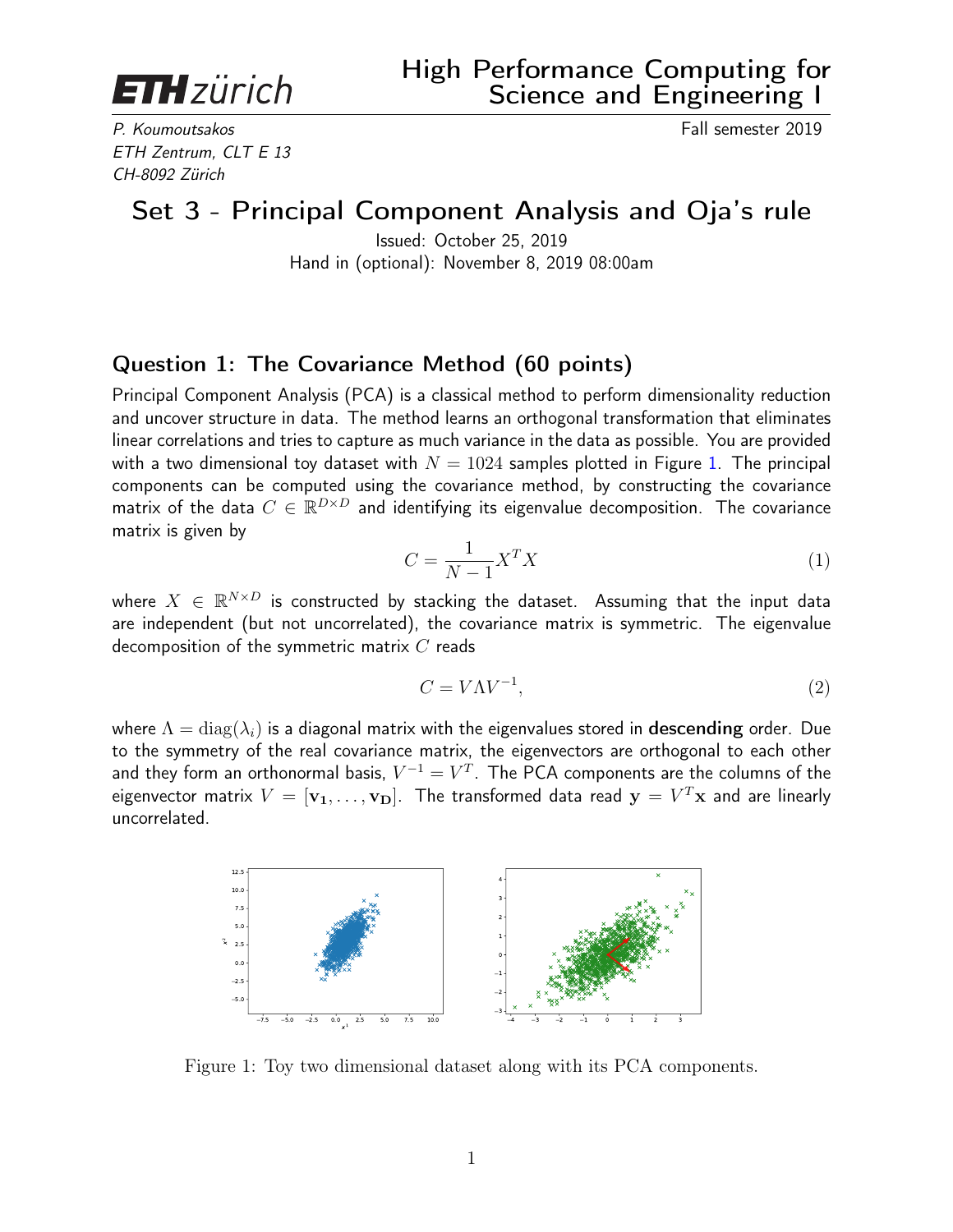# Set 3 - Principal Component Analysis and Oja's rule

Issued: October 25, 2019
Hand in (optional): November 8, 2019 08:00am

## Question 1: The Covariance Method (60 points)

Principal Component Analysis (PCA) is a classical method to perform dimensionality reduction and uncover structure in data. The method learns an orthogonal transformation that eliminates linear correlations and tries to capture as much variance in the data as possible. You are provided with a two dimensional toy dataset with $N = 1024$ samples plotted in Figure 1. The principal components can be computed using the covariance method, by constructing the covariance matrix of the data $C \in \mathbb{R}^{D \times D}$ and identifying its eigenvalue decomposition. The covariance matrix is given by

$$C = \frac{1}{N-1} X^T X \tag{1}$$

where $X \in \mathbb{R}^{N \times D}$ is constructed by stacking the dataset. Assuming that the input data are independent (but not uncorrelated), the covariance matrix is symmetric. The eigenvalue decomposition of the symmetric matrix $C$ reads

$$C = V \Lambda V^{-1}, \tag{2}$$

where $\Lambda = \mathrm{diag}(\lambda_i)$ is a diagonal matrix with the eigenvalues stored in **descending** order. Due to the symmetry of the real covariance matrix, the eigenvectors are orthogonal to each other and they form an orthonormal basis, $V^{-1} = V^T$. The PCA components are the columns of the eigenvector matrix $V = [\mathbf{v_1}, \ldots, \mathbf{v_D}]$. The transformed data read $\mathbf{y} = V^T \mathbf{x}$ and are linearly uncorrelated.

Figure 1: Toy two dimensional dataset along with its PCA components.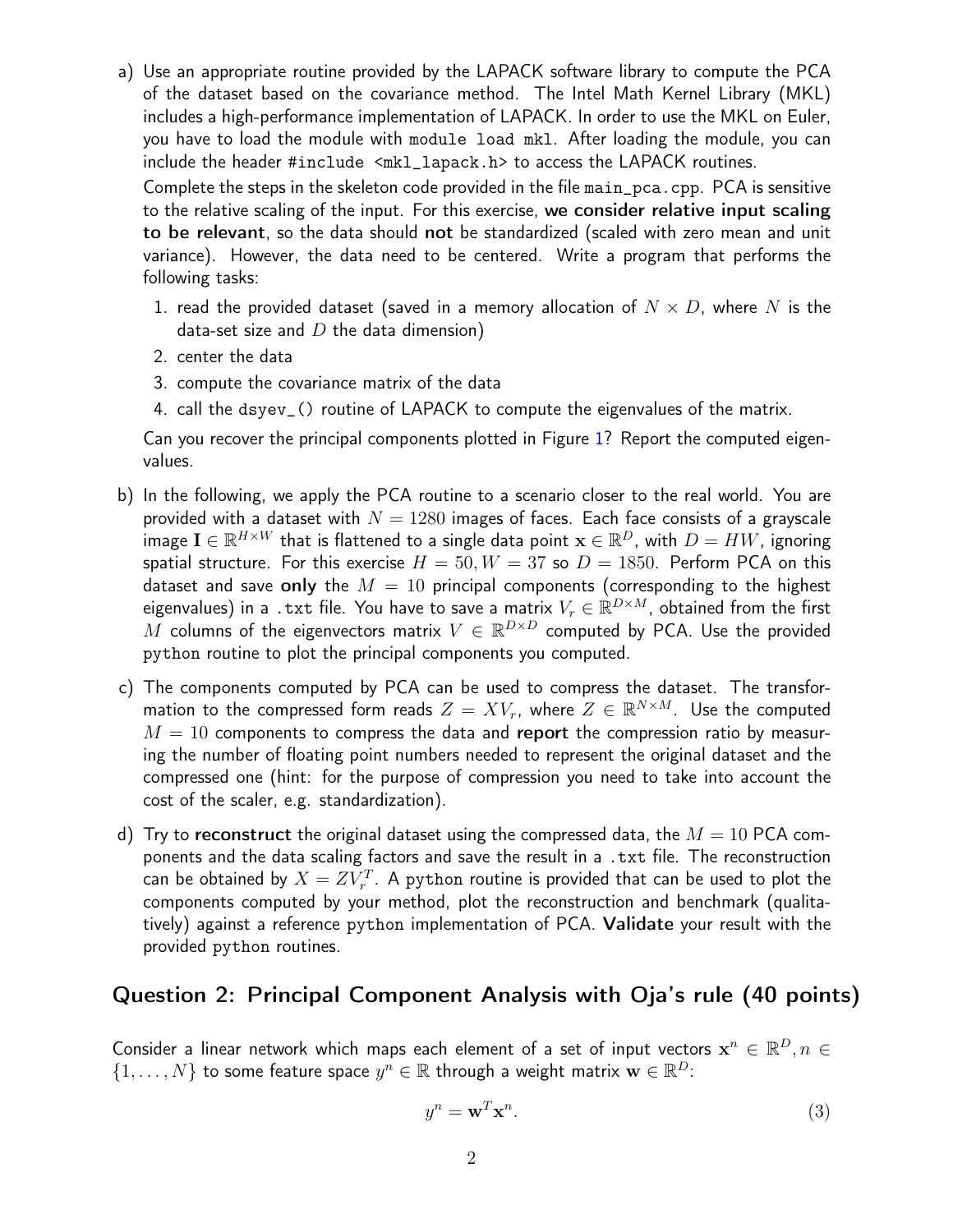a) Use an appropriate routine provided by the LAPACK software library to compute the PCA of the dataset based on the covariance method. The Intel Math Kernel Library (MKL) includes a high-performance implementation of LAPACK. In order to use the MKL on Euler, you have to load the module with `module load mkl`. After loading the module, you can include the header `#include <mkl_lapack.h>` to access the LAPACK routines.

   Complete the steps in the skeleton code provided in the file `main_pca.cpp`. PCA is sensitive to the relative scaling of the input. For this exercise, **we consider relative input scaling to be relevant**, so the data should **not** be standardized (scaled with zero mean and unit variance). However, the data need to be centered. Write a program that performs the following tasks:

   1. read the provided dataset (saved in a memory allocation of $N \times D$, where $N$ is the data-set size and $D$ the data dimension)
   2. center the data
   3. compute the covariance matrix of the data
   4. call the `dsyev_()` routine of LAPACK to compute the eigenvalues of the matrix.

   Can you recover the principal components plotted in Figure 1? Report the computed eigenvalues.

b) In the following, we apply the PCA routine to a scenario closer to the real world. You are provided with a dataset with $N = 1280$ images of faces. Each face consists of a grayscale image $\mathbf{I} \in \mathbb{R}^{H \times W}$ that is flattened to a single data point $\mathbf{x} \in \mathbb{R}^{D}$, with $D = HW$, ignoring spatial structure. For this exercise $H = 50, W = 37$ so $D = 1850$. Perform PCA on this dataset and save **only** the $M = 10$ principal components (corresponding to the highest eigenvalues) in a `.txt` file. You have to save a matrix $V_r \in \mathbb{R}^{D \times M}$, obtained from the first $M$ columns of the eigenvectors matrix $V \in \mathbb{R}^{D \times D}$ computed by PCA. Use the provided `python` routine to plot the principal components you computed.

c) The components computed by PCA can be used to compress the dataset. The transformation to the compressed form reads $Z = XV_r$, where $Z \in \mathbb{R}^{N \times M}$. Use the computed $M = 10$ components to compress the data and **report** the compression ratio by measuring the number of floating point numbers needed to represent the original dataset and the compressed one (hint: for the purpose of compression you need to take into account the cost of the scaler, e.g. standardization).

d) Try to **reconstruct** the original dataset using the compressed data, the $M = 10$ PCA components and the data scaling factors and save the result in a `.txt` file. The reconstruction can be obtained by $X = ZV_r^T$. A `python` routine is provided that can be used to plot the components computed by your method, plot the reconstruction and benchmark (qualitatively) against a reference `python` implementation of PCA. **Validate** your result with the provided `python` routines.

## Question 2: Principal Component Analysis with Oja's rule (40 points)

Consider a linear network which maps each element of a set of input vectors $\mathbf{x}^n \in \mathbb{R}^D, n \in \{1, \ldots, N\}$ to some feature space $y^n \in \mathbb{R}$ through a weight matrix $\mathbf{w} \in \mathbb{R}^D$:

$$y^n = \mathbf{w}^T \mathbf{x}^n. \tag{3}$$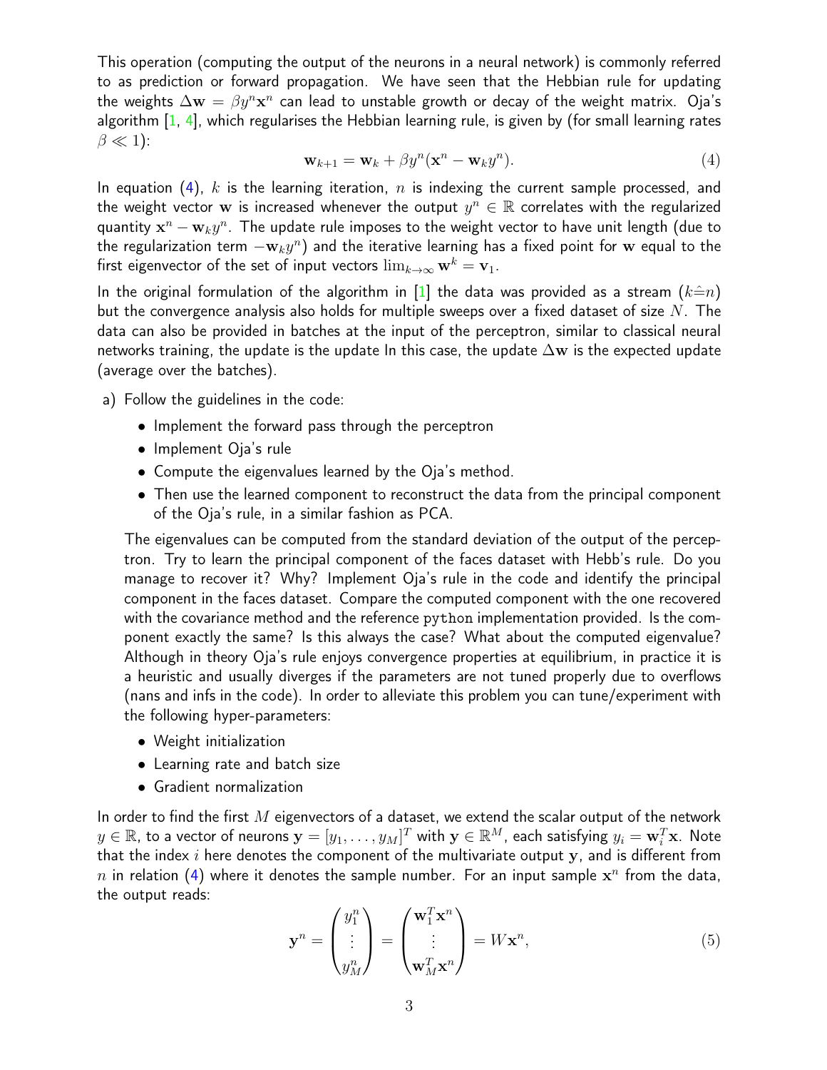This operation (computing the output of the neurons in a neural network) is commonly referred to as prediction or forward propagation. We have seen that the Hebbian rule for updating the weights $\Delta \mathbf{w} = \beta y^n \mathbf{x}^n$ can lead to unstable growth or decay of the weight matrix. Oja's algorithm [1, 4], which regularises the Hebbian learning rule, is given by (for small learning rates $\beta \ll 1$):

$$\mathbf{w}_{k+1} = \mathbf{w}_k + \beta y^n (\mathbf{x}^n - \mathbf{w}_k y^n). \tag{4}$$

In equation (4), $k$ is the learning iteration, $n$ is indexing the current sample processed, and the weight vector $\mathbf{w}$ is increased whenever the output $y^n \in \mathbb{R}$ correlates with the regularized quantity $\mathbf{x}^n - \mathbf{w}_k y^n$. The update rule imposes to the weight vector to have unit length (due to the regularization term $-\mathbf{w}_k y^n$) and the iterative learning has a fixed point for $\mathbf{w}$ equal to the first eigenvector of the set of input vectors $\lim_{k \to \infty} \mathbf{w}^k = \mathbf{v}_1$.

In the original formulation of the algorithm in [1] the data was provided as a stream ($k \hat{=} n$) but the convergence analysis also holds for multiple sweeps over a fixed dataset of size $N$. The data can also be provided in batches at the input of the perceptron, similar to classical neural networks training, the update is the update In this case, the update $\Delta \mathbf{w}$ is the expected update (average over the batches).

a) Follow the guidelines in the code:

   - Implement the forward pass through the perceptron
   - Implement Oja's rule
   - Compute the eigenvalues learned by the Oja's method.
   - Then use the learned component to reconstruct the data from the principal component of the Oja's rule, in a similar fashion as PCA.

   The eigenvalues can be computed from the standard deviation of the output of the perceptron. Try to learn the principal component of the faces dataset with Hebb's rule. Do you manage to recover it? Why? Implement Oja's rule in the code and identify the principal component in the faces dataset. Compare the computed component with the one recovered with the covariance method and the reference `python` implementation provided. Is the component exactly the same? Is this always the case? What about the computed eigenvalue? Although in theory Oja's rule enjoys convergence properties at equilibrium, in practice it is a heuristic and usually diverges if the parameters are not tuned properly due to overflows (nans and infs in the code). In order to alleviate this problem you can tune/experiment with the following hyper-parameters:

   - Weight initialization
   - Learning rate and batch size
   - Gradient normalization

In order to find the first $M$ eigenvectors of a dataset, we extend the scalar output of the network $y \in \mathbb{R}$, to a vector of neurons $\mathbf{y} = [y_1, \ldots, y_M]^T$ with $\mathbf{y} \in \mathbb{R}^M$, each satisfying $y_i = \mathbf{w}_i^T \mathbf{x}$. Note that the index $i$ here denotes the component of the multivariate output $\mathbf{y}$, and is different from $n$ in relation (4) where it denotes the sample number. For an input sample $\mathbf{x}^n$ from the data, the output reads:

$$\mathbf{y}^n = \begin{pmatrix} y_1^n \\ \vdots \\ y_M^n \end{pmatrix} = \begin{pmatrix} \mathbf{w}_1^T \mathbf{x}^n \\ \vdots \\ \mathbf{w}_M^T \mathbf{x}^n \end{pmatrix} = W \mathbf{x}^n, \tag{5}$$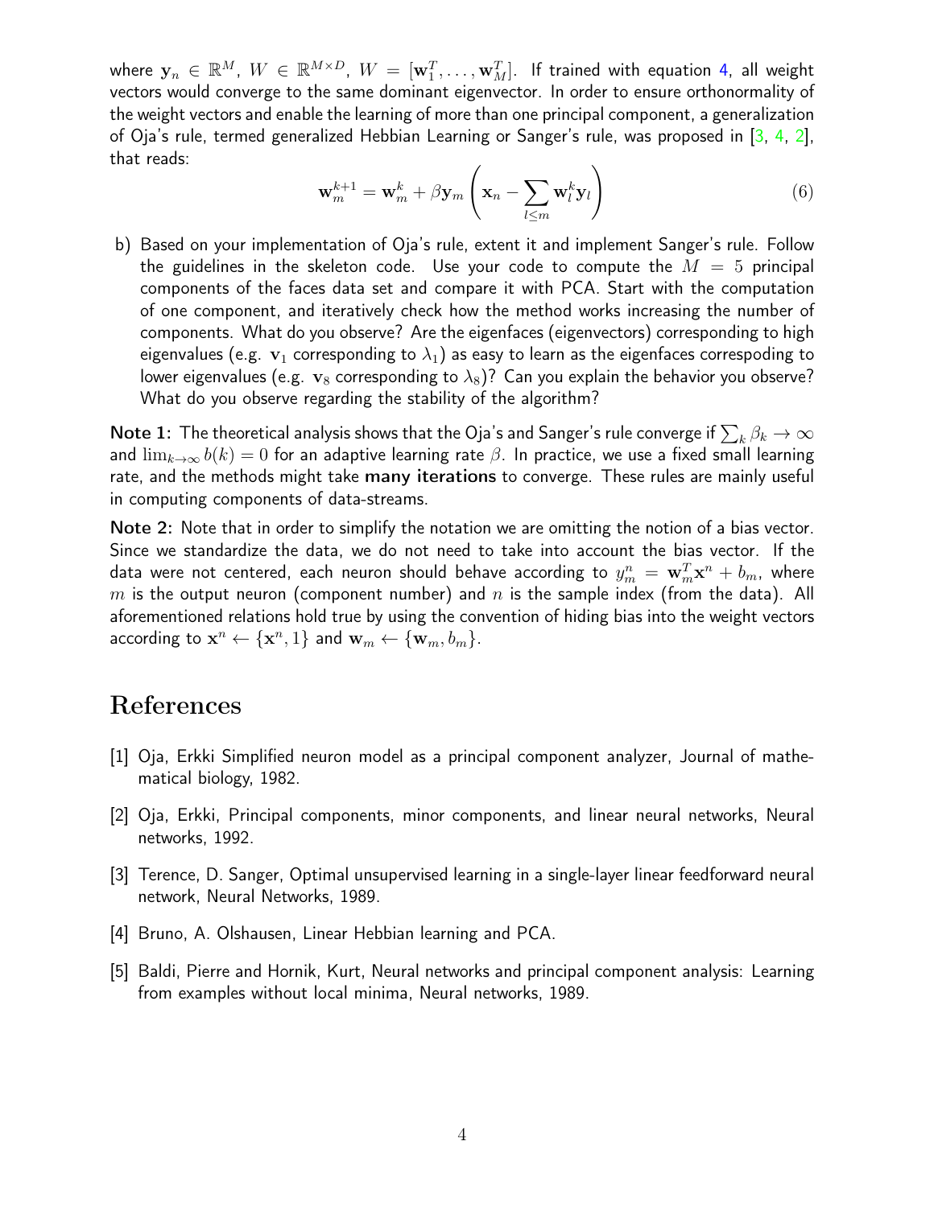where $\mathbf{y}_n \in \mathbb{R}^M$, $W \in \mathbb{R}^{M \times D}$, $W = [\mathbf{w}_1^T, \ldots, \mathbf{w}_M^T]$. If trained with equation 4, all weight vectors would converge to the same dominant eigenvector. In order to ensure orthonormality of the weight vectors and enable the learning of more than one principal component, a generalization of Oja's rule, termed generalized Hebbian Learning or Sanger's rule, was proposed in [3, 4, 2], that reads:

$$\mathbf{w}_m^{k+1} = \mathbf{w}_m^k + \beta \mathbf{y}_m \left( \mathbf{x}_n - \sum_{l \le m} \mathbf{w}_l^k \mathbf{y}_l \right) \tag{6}$$

b) Based on your implementation of Oja's rule, extent it and implement Sanger's rule. Follow the guidelines in the skeleton code. Use your code to compute the $M = 5$ principal components of the faces data set and compare it with PCA. Start with the computation of one component, and iteratively check how the method works increasing the number of components. What do you observe? Are the eigenfaces (eigenvectors) corresponding to high eigenvalues (e.g. $\mathbf{v}_1$ corresponding to $\lambda_1$) as easy to learn as the eigenfaces correspoding to lower eigenvalues (e.g. $\mathbf{v}_8$ corresponding to $\lambda_8$)? Can you explain the behavior you observe? What do you observe regarding the stability of the algorithm?

**Note 1:** The theoretical analysis shows that the Oja's and Sanger's rule converge if $\sum_k \beta_k \to \infty$ and $\lim_{k \to \infty} b(k) = 0$ for an adaptive learning rate $\beta$. In practice, we use a fixed small learning rate, and the methods might take **many iterations** to converge. These rules are mainly useful in computing components of data-streams.

**Note 2:** Note that in order to simplify the notation we are omitting the notion of a bias vector. Since we standardize the data, we do not need to take into account the bias vector. If the data were not centered, each neuron should behave according to $y_m^n = \mathbf{w}_m^T \mathbf{x}^n + b_m$, where $m$ is the output neuron (component number) and $n$ is the sample index (from the data). All aforementioned relations hold true by using the convention of hiding bias into the weight vectors according to $\mathbf{x}^n \leftarrow \{\mathbf{x}^n, 1\}$ and $\mathbf{w}_m \leftarrow \{\mathbf{w}_m, b_m\}$.

# References

[1] Oja, Erkki Simplified neuron model as a principal component analyzer, Journal of mathematical biology, 1982.

[2] Oja, Erkki, Principal components, minor components, and linear neural networks, Neural networks, 1992.

[3] Terence, D. Sanger, Optimal unsupervised learning in a single-layer linear feedforward neural network, Neural Networks, 1989.

[4] Bruno, A. Olshausen, Linear Hebbian learning and PCA.

[5] Baldi, Pierre and Hornik, Kurt, Neural networks and principal component analysis: Learning from examples without local minima, Neural networks, 1989.